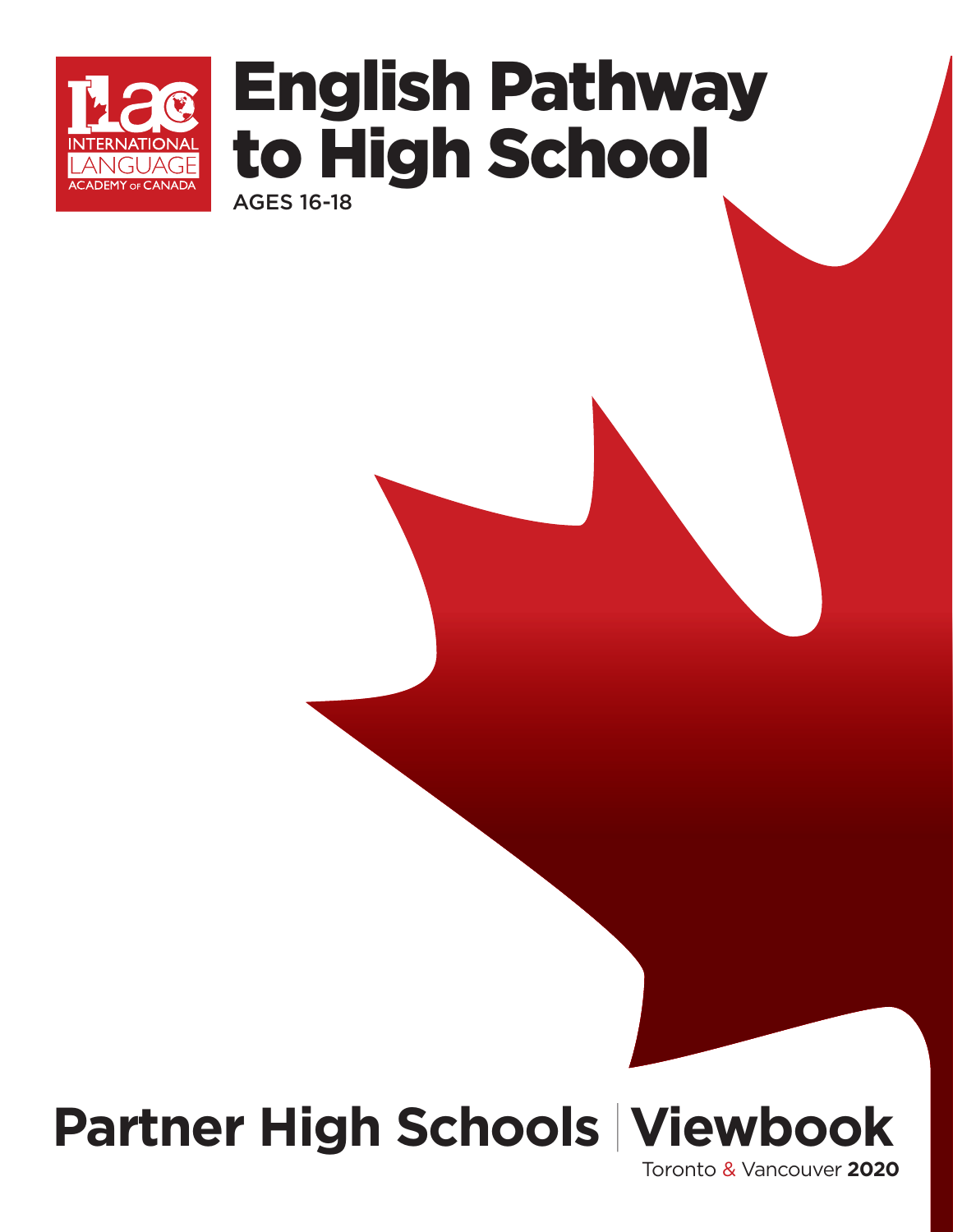ILAC INTERNATIONAL LANGUAGE ACADEMY OF CANADA

# English Pathway to High School

AGES 16-18

# Partner High Schools | Viewbook

Toronto & Vancouver **2020**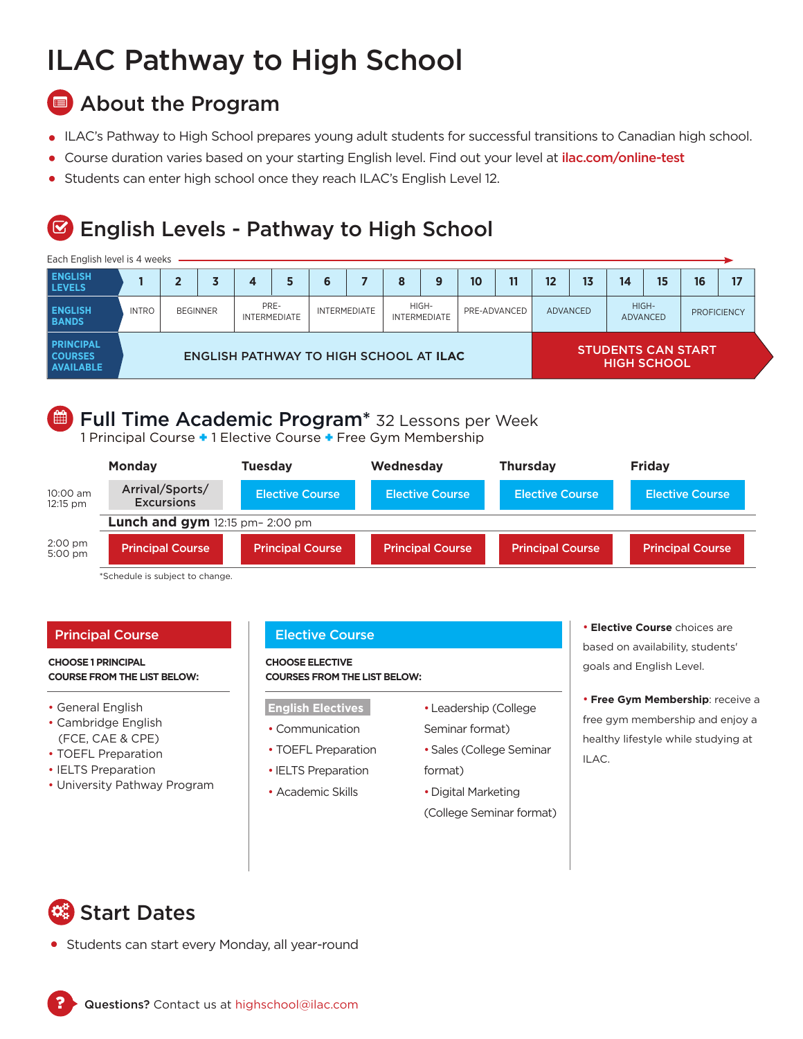# ILAC Pathway to High School

## About the Program

- ILAC's Pathway to High School prepares young adult students for successful transitions to Canadian high school.
- Course duration varies based on your starting English level. Find out your level at ilac.com/online-test
- Students can enter high school once they reach ILAC's English Level 12.

## English Levels - Pathway to High School

Each English level is 4 weeks

| ENGLISH LEVELS | 1 | 2 | 3 | 4 | 5 | 6 | 7 | 8 | 9 | 10 | 11 | 12 | 13 | 14 | 15 | 16 | 17 |
|---|---|---|---|---|---|---|---|---|---|---|---|---|---|---|---|---|---|
| ENGLISH BANDS | INTRO | BEGINNER | | PRE-INTERMEDIATE | | INTERMEDIATE | | HIGH-INTERMEDIATE | | PRE-ADVANCED | | ADVANCED | | HIGH-ADVANCED | | PROFICIENCY | |
| PRINCIPAL COURSES AVAILABLE | ENGLISH PATHWAY TO HIGH SCHOOL AT ILAC | | | | | | | | | | | STUDENTS CAN START HIGH SCHOOL | | | | | |

## Full Time Academic Program* 32 Lessons per Week

1 Principal Course + 1 Elective Course + Free Gym Membership

| | Monday | Tuesday | Wednesday | Thursday | Friday |
|---|---|---|---|---|---|
| 10:00 am 12:15 pm | Arrival/Sports/ Excursions | Elective Course | Elective Course | Elective Course | Elective Course |
| | **Lunch and gym** 12:15 pm- 2:00 pm | | | | |
| 2:00 pm 5:00 pm | Principal Course | Principal Course | Principal Course | Principal Course | Principal Course |

*Schedule is subject to change.

### Principal Course

**CHOOSE 1 PRINCIPAL COURSE FROM THE LIST BELOW:**

- General English
- Cambridge English (FCE, CAE & CPE)
- TOEFL Preparation
- IELTS Preparation
- University Pathway Program

### Elective Course

**CHOOSE ELECTIVE COURSES FROM THE LIST BELOW:**

**English Electives**

- Communication
- TOEFL Preparation
- IELTS Preparation
- Academic Skills

- Leadership (College Seminar format)
- Sales (College Seminar format)
- Digital Marketing (College Seminar format)

- **Elective Course** choices are based on availability, students' goals and English Level.
- **Free Gym Membership**: receive a free gym membership and enjoy a healthy lifestyle while studying at ILAC.

## Start Dates

- Students can start every Monday, all year-round

**Questions?** Contact us at highschool@ilac.com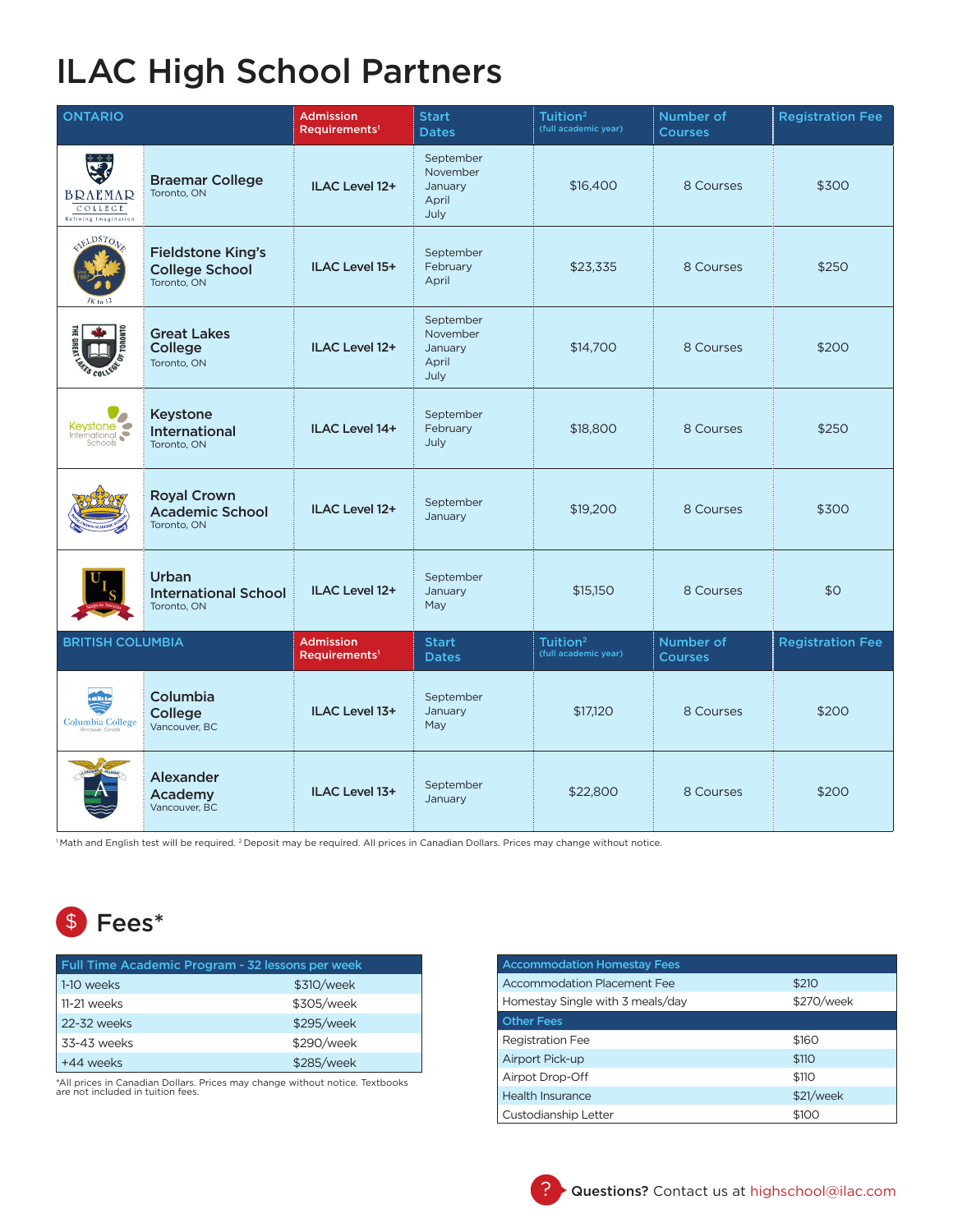# ILAC High School Partners

| ONTARIO | Admission Requirements[1] | Start Dates | Tuition[2] (full academic year) | Number of Courses | Registration Fee |
|---|---|---|---|---|---|
| **Braemar College** Toronto, ON | ILAC Level 12+ | September November January April July | $16,400 | 8 Courses | $300 |
| **Fieldstone King's College School** Toronto, ON | ILAC Level 15+ | September February April | $23,335 | 8 Courses | $250 |
| **Great Lakes College** Toronto, ON | ILAC Level 12+ | September November January April July | $14,700 | 8 Courses | $200 |
| **Keystone International** Toronto, ON | ILAC Level 14+ | September February July | $18,800 | 8 Courses | $250 |
| **Royal Crown Academic School** Toronto, ON | ILAC Level 12+ | September January | $19,200 | 8 Courses | $300 |
| **Urban International School** Toronto, ON | ILAC Level 12+ | September January May | $15,150 | 8 Courses | $0 |
| **BRITISH COLUMBIA** | **Admission Requirements[1]** | **Start Dates** | **Tuition[2] (full academic year)** | **Number of Courses** | **Registration Fee** |
| **Columbia College** Vancouver, BC | ILAC Level 13+ | September January May | $17,120 | 8 Courses | $200 |
| **Alexander Academy** Vancouver, BC | ILAC Level 13+ | September January | $22,800 | 8 Courses | $200 |

[1] Math and English test will be required. [2] Deposit may be required. All prices in Canadian Dollars. Prices may change without notice.

## Fees*

| Full Time Academic Program - 32 lessons per week | |
|---|---|
| 1-10 weeks | $310/week |
| 11-21 weeks | $305/week |
| 22-32 weeks | $295/week |
| 33-43 weeks | $290/week |
| +44 weeks | $285/week |

*All prices in Canadian Dollars. Prices may change without notice. Textbooks are not included in tuition fees.

| Accommodation Homestay Fees | |
|---|---|
| Accommodation Placement Fee | $210 |
| Homestay Single with 3 meals/day | $270/week |
| **Other Fees** | |
| Registration Fee | $160 |
| Airport Pick-up | $110 |
| Airport Drop-Off | $110 |
| Health Insurance | $21/week |
| Custodianship Letter | $100 |

**Questions?** Contact us at highschool@ilac.com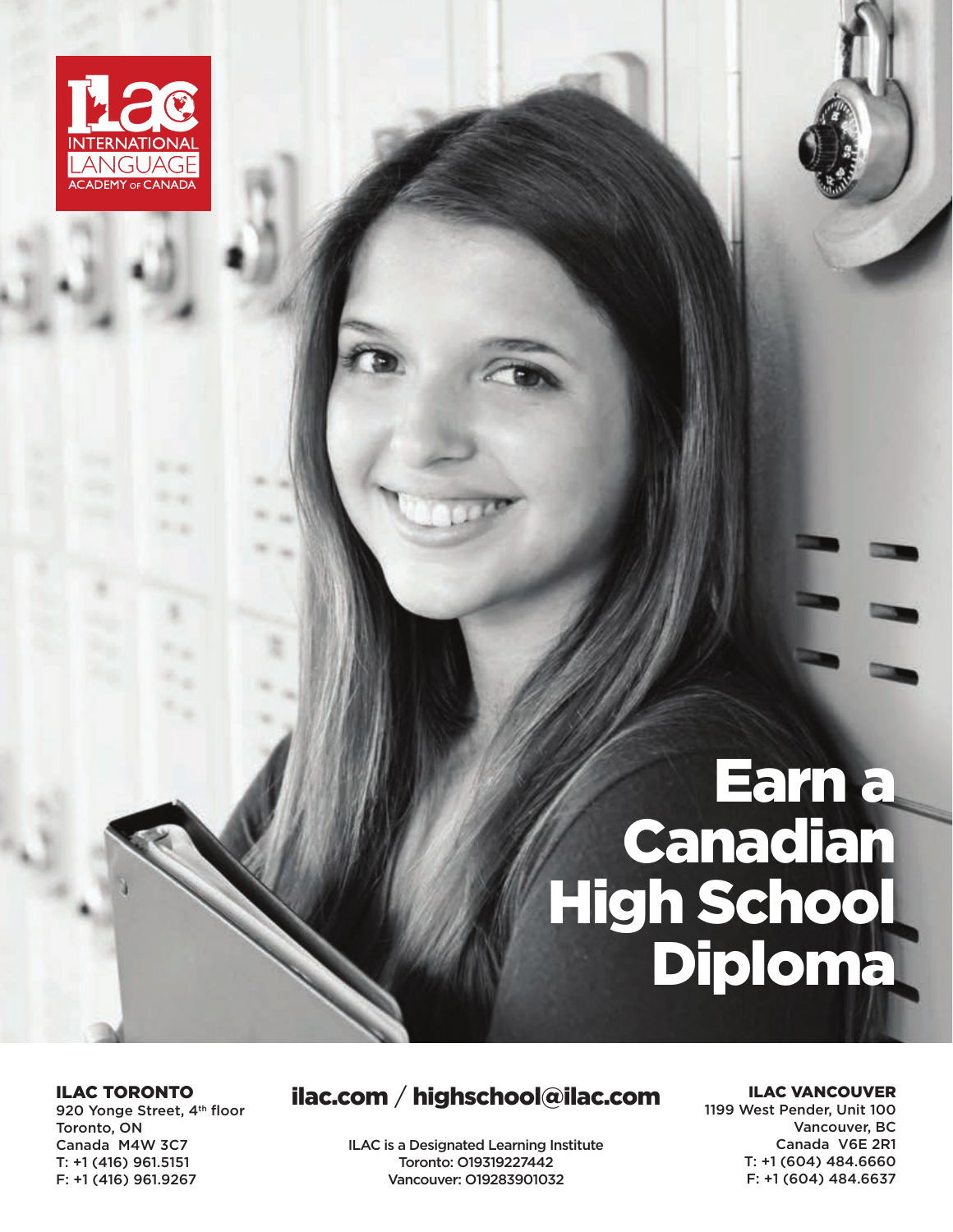ILAC
INTERNATIONAL LANGUAGE ACADEMY OF CANADA

# Earn a Canadian High School Diploma

**ILAC TORONTO**
920 Yonge Street, 4th floor
Toronto, ON
Canada M4W 3C7
T: +1 (416) 961.5151
F: +1 (416) 961.9267

**ilac.com / highschool@ilac.com**

ILAC is a Designated Learning Institute
Toronto: O19319227442
Vancouver: O19283901032

**ILAC VANCOUVER**
1199 West Pender, Unit 100
Vancouver, BC
Canada V6E 2R1
T: +1 (604) 484.6660
F: +1 (604) 484.6637